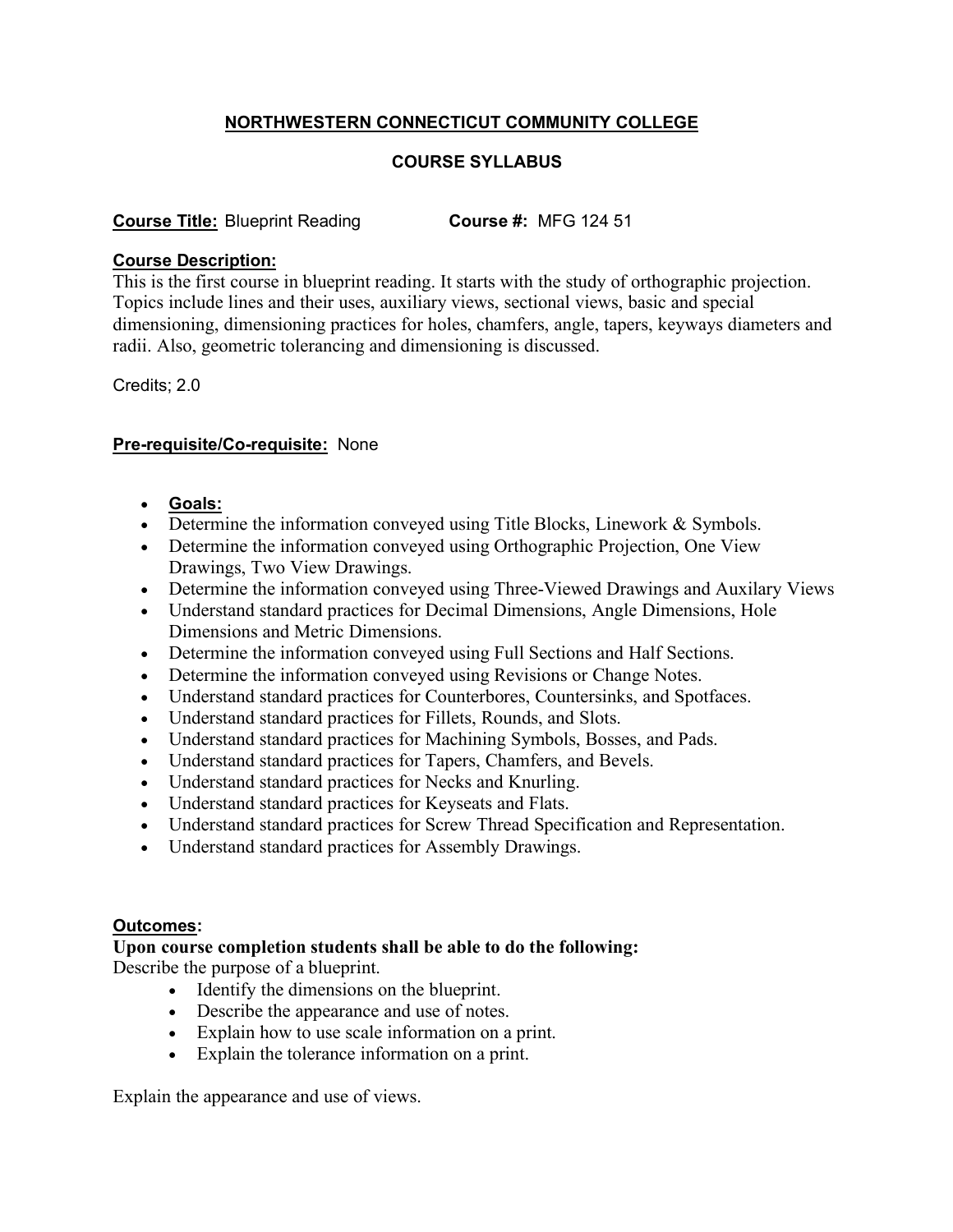# NORTHWESTERN CONNECTICUT COMMUNITY COLLEGE

## COURSE SYLLABUS

**Course Title:** Blueprint Reading **Course #:** MFG 124 51

**Course Description:**
This is the first course in blueprint reading. It starts with the study of orthographic projection. Topics include lines and their uses, auxiliary views, sectional views, basic and special dimensioning, dimensioning practices for holes, chamfers, angle, tapers, keyways diameters and radii. Also, geometric tolerancing and dimensioning is discussed.

Credits; 2.0

**Pre-requisite/Co-requisite:** None

- **Goals:**
- Determine the information conveyed using Title Blocks, Linework & Symbols.
- Determine the information conveyed using Orthographic Projection, One View Drawings, Two View Drawings.
- Determine the information conveyed using Three-Viewed Drawings and Auxilary Views
- Understand standard practices for Decimal Dimensions, Angle Dimensions, Hole Dimensions and Metric Dimensions.
- Determine the information conveyed using Full Sections and Half Sections.
- Determine the information conveyed using Revisions or Change Notes.
- Understand standard practices for Counterbores, Countersinks, and Spotfaces.
- Understand standard practices for Fillets, Rounds, and Slots.
- Understand standard practices for Machining Symbols, Bosses, and Pads.
- Understand standard practices for Tapers, Chamfers, and Bevels.
- Understand standard practices for Necks and Knurling.
- Understand standard practices for Keyseats and Flats.
- Understand standard practices for Screw Thread Specification and Representation.
- Understand standard practices for Assembly Drawings.

**Outcomes:**

**Upon course completion students shall be able to do the following:**

Describe the purpose of a blueprint.

- Identify the dimensions on the blueprint.
- Describe the appearance and use of notes.
- Explain how to use scale information on a print.
- Explain the tolerance information on a print.

Explain the appearance and use of views.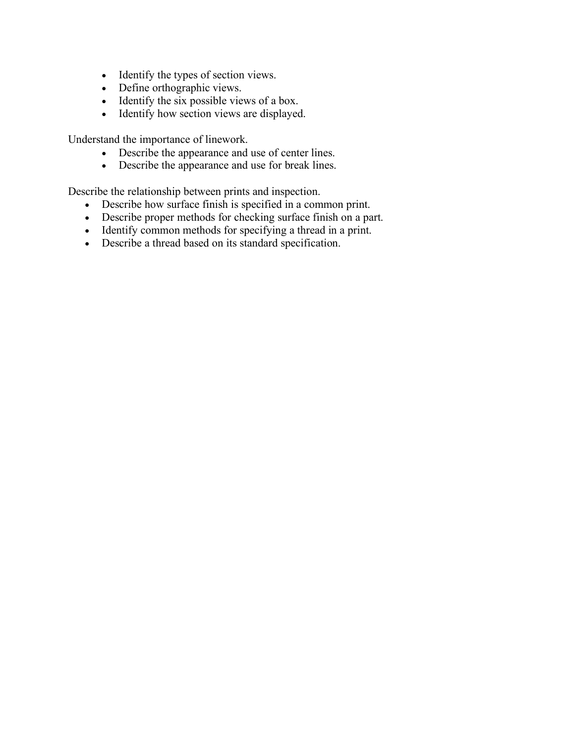- Identify the types of section views.
- Define orthographic views.
- Identify the six possible views of a box.
- Identify how section views are displayed.

Understand the importance of linework.

- Describe the appearance and use of center lines.
- Describe the appearance and use for break lines.

Describe the relationship between prints and inspection.

- Describe how surface finish is specified in a common print.
- Describe proper methods for checking surface finish on a part.
- Identify common methods for specifying a thread in a print.
- Describe a thread based on its standard specification.